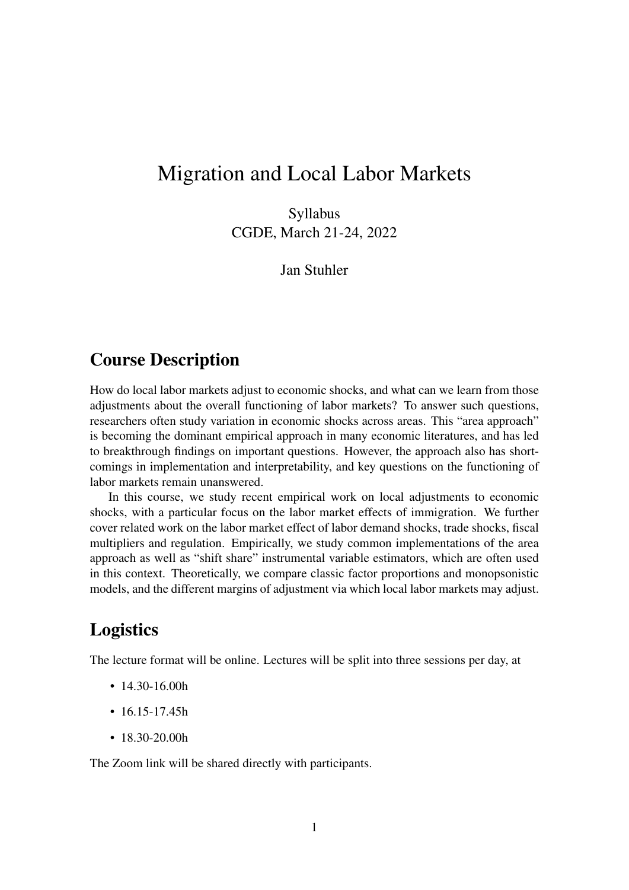# Migration and Local Labor Markets

Syllabus
CGDE, March 21-24, 2022

Jan Stuhler

## Course Description

How do local labor markets adjust to economic shocks, and what can we learn from those adjustments about the overall functioning of labor markets? To answer such questions, researchers often study variation in economic shocks across areas. This "area approach" is becoming the dominant empirical approach in many economic literatures, and has led to breakthrough findings on important questions. However, the approach also has shortcomings in implementation and interpretability, and key questions on the functioning of labor markets remain unanswered.

In this course, we study recent empirical work on local adjustments to economic shocks, with a particular focus on the labor market effects of immigration. We further cover related work on the labor market effect of labor demand shocks, trade shocks, fiscal multipliers and regulation. Empirically, we study common implementations of the area approach as well as "shift share" instrumental variable estimators, which are often used in this context. Theoretically, we compare classic factor proportions and monopsonistic models, and the different margins of adjustment via which local labor markets may adjust.

## Logistics

The lecture format will be online. Lectures will be split into three sessions per day, at

- 14.30-16.00h
- 16.15-17.45h
- 18.30-20.00h

The Zoom link will be shared directly with participants.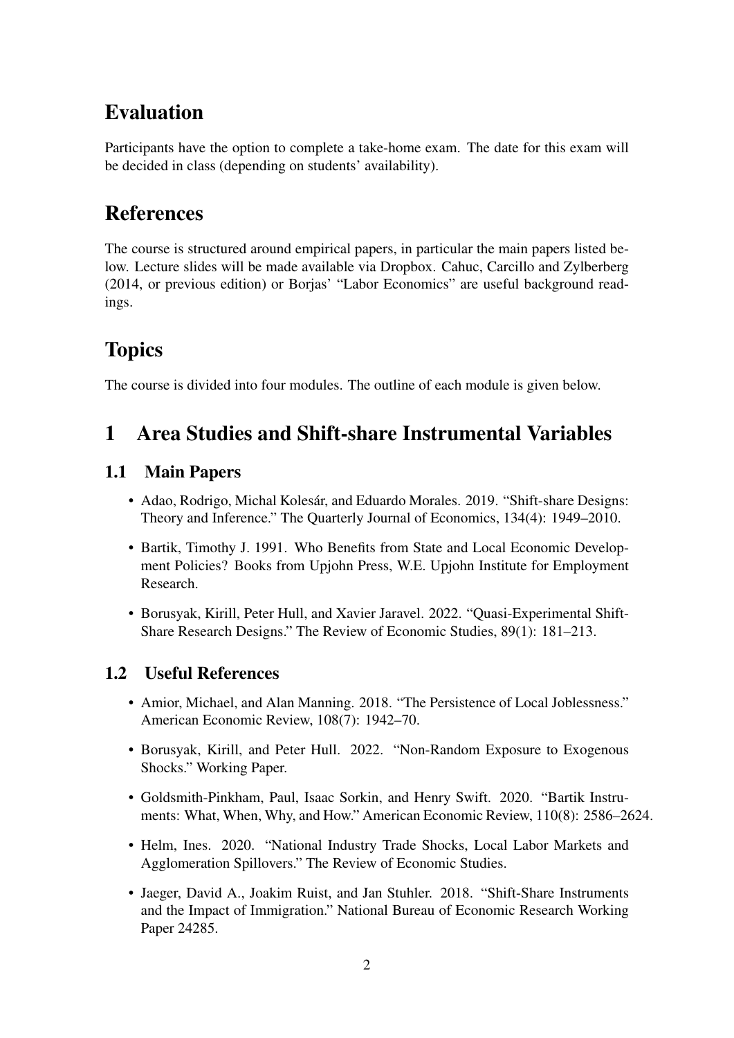## Evaluation

Participants have the option to complete a take-home exam. The date for this exam will be decided in class (depending on students' availability).

## References

The course is structured around empirical papers, in particular the main papers listed below. Lecture slides will be made available via Dropbox. Cahuc, Carcillo and Zylberberg (2014, or previous edition) or Borjas' "Labor Economics" are useful background readings.

## Topics

The course is divided into four modules. The outline of each module is given below.

## 1 Area Studies and Shift-share Instrumental Variables

### 1.1 Main Papers

- Adao, Rodrigo, Michal Kolesár, and Eduardo Morales. 2019. "Shift-share Designs: Theory and Inference." The Quarterly Journal of Economics, 134(4): 1949–2010.
- Bartik, Timothy J. 1991. Who Benefits from State and Local Economic Development Policies? Books from Upjohn Press, W.E. Upjohn Institute for Employment Research.
- Borusyak, Kirill, Peter Hull, and Xavier Jaravel. 2022. "Quasi-Experimental Shift-Share Research Designs." The Review of Economic Studies, 89(1): 181–213.

### 1.2 Useful References

- Amior, Michael, and Alan Manning. 2018. "The Persistence of Local Joblessness." American Economic Review, 108(7): 1942–70.
- Borusyak, Kirill, and Peter Hull. 2022. "Non-Random Exposure to Exogenous Shocks." Working Paper.
- Goldsmith-Pinkham, Paul, Isaac Sorkin, and Henry Swift. 2020. "Bartik Instruments: What, When, Why, and How." American Economic Review, 110(8): 2586–2624.
- Helm, Ines. 2020. "National Industry Trade Shocks, Local Labor Markets and Agglomeration Spillovers." The Review of Economic Studies.
- Jaeger, David A., Joakim Ruist, and Jan Stuhler. 2018. "Shift-Share Instruments and the Impact of Immigration." National Bureau of Economic Research Working Paper 24285.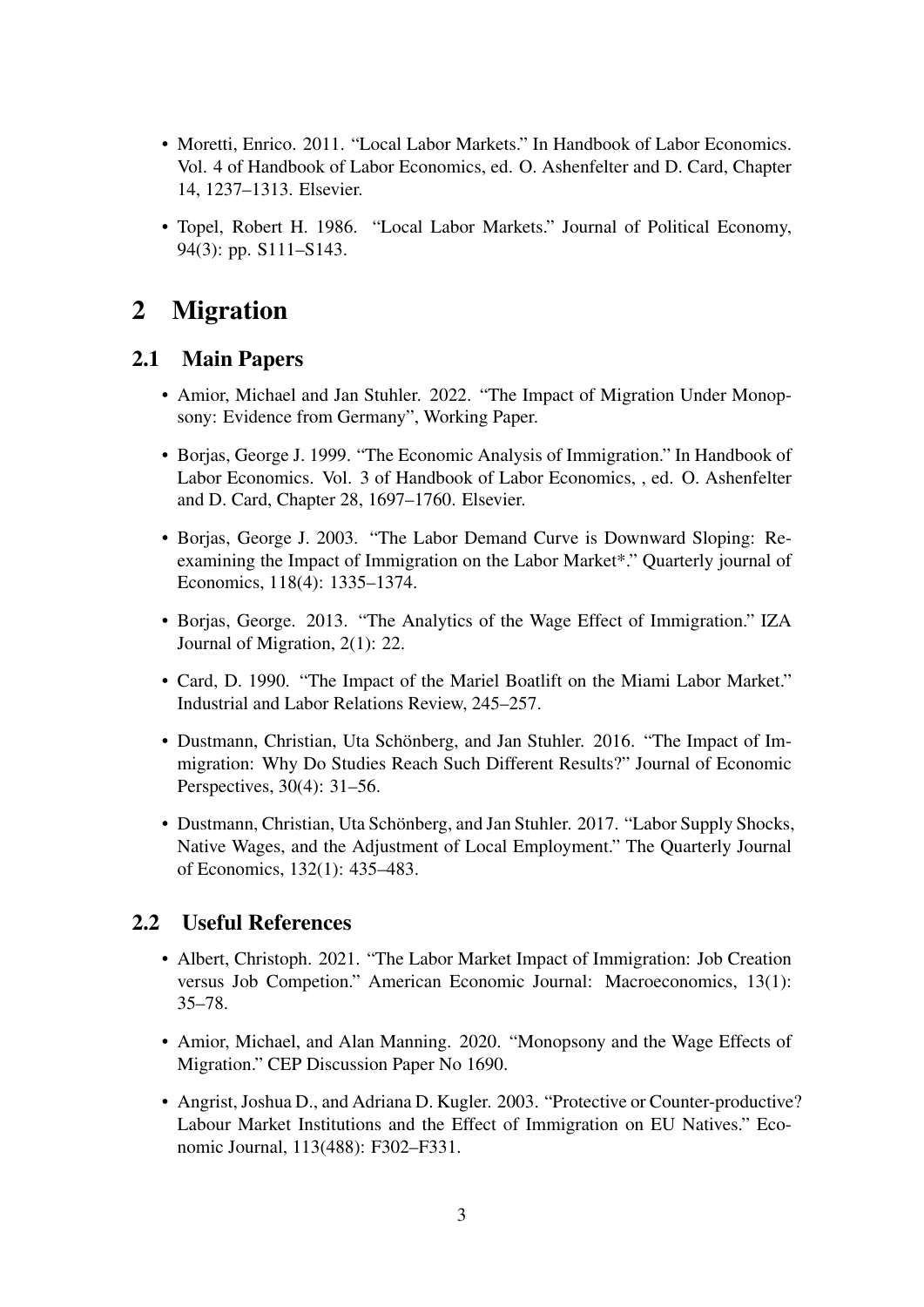- Moretti, Enrico. 2011. "Local Labor Markets." In Handbook of Labor Economics. Vol. 4 of Handbook of Labor Economics, ed. O. Ashenfelter and D. Card, Chapter 14, 1237–1313. Elsevier.

- Topel, Robert H. 1986. "Local Labor Markets." Journal of Political Economy, 94(3): pp. S111–S143.

# 2 Migration

## 2.1 Main Papers

- Amior, Michael and Jan Stuhler. 2022. "The Impact of Migration Under Monopsony: Evidence from Germany", Working Paper.

- Borjas, George J. 1999. "The Economic Analysis of Immigration." In Handbook of Labor Economics. Vol. 3 of Handbook of Labor Economics, , ed. O. Ashenfelter and D. Card, Chapter 28, 1697–1760. Elsevier.

- Borjas, George J. 2003. "The Labor Demand Curve is Downward Sloping: Reexamining the Impact of Immigration on the Labor Market*." Quarterly journal of Economics, 118(4): 1335–1374.

- Borjas, George. 2013. "The Analytics of the Wage Effect of Immigration." IZA Journal of Migration, 2(1): 22.

- Card, D. 1990. "The Impact of the Mariel Boatlift on the Miami Labor Market." Industrial and Labor Relations Review, 245–257.

- Dustmann, Christian, Uta Schönberg, and Jan Stuhler. 2016. "The Impact of Immigration: Why Do Studies Reach Such Different Results?" Journal of Economic Perspectives, 30(4): 31–56.

- Dustmann, Christian, Uta Schönberg, and Jan Stuhler. 2017. "Labor Supply Shocks, Native Wages, and the Adjustment of Local Employment." The Quarterly Journal of Economics, 132(1): 435–483.

## 2.2 Useful References

- Albert, Christoph. 2021. "The Labor Market Impact of Immigration: Job Creation versus Job Competion." American Economic Journal: Macroeconomics, 13(1): 35–78.

- Amior, Michael, and Alan Manning. 2020. "Monopsony and the Wage Effects of Migration." CEP Discussion Paper No 1690.

- Angrist, Joshua D., and Adriana D. Kugler. 2003. "Protective or Counter-productive? Labour Market Institutions and the Effect of Immigration on EU Natives." Economic Journal, 113(488): F302–F331.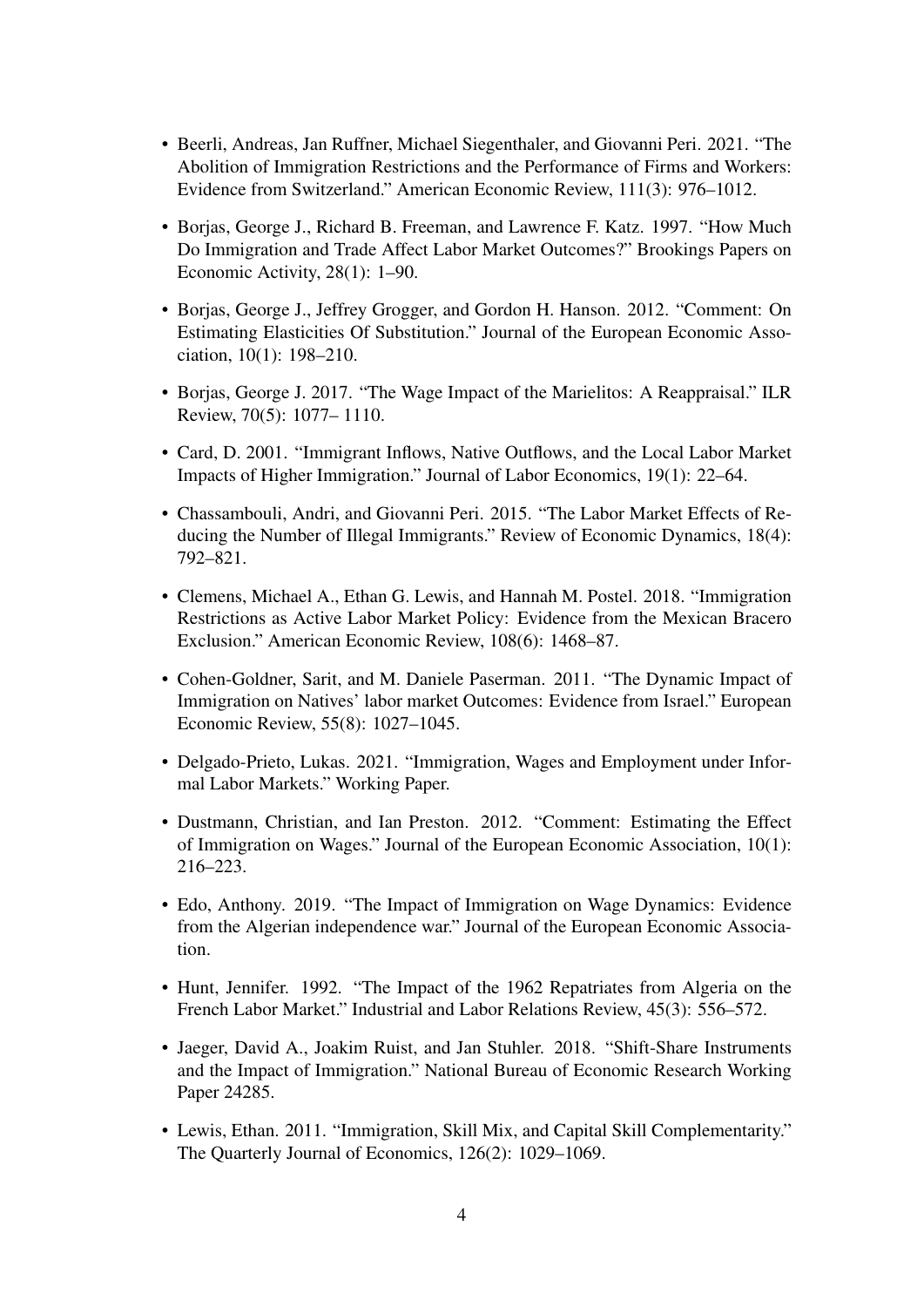- Beerli, Andreas, Jan Ruffner, Michael Siegenthaler, and Giovanni Peri. 2021. "The Abolition of Immigration Restrictions and the Performance of Firms and Workers: Evidence from Switzerland." American Economic Review, 111(3): 976–1012.
- Borjas, George J., Richard B. Freeman, and Lawrence F. Katz. 1997. "How Much Do Immigration and Trade Affect Labor Market Outcomes?" Brookings Papers on Economic Activity, 28(1): 1–90.
- Borjas, George J., Jeffrey Grogger, and Gordon H. Hanson. 2012. "Comment: On Estimating Elasticities Of Substitution." Journal of the European Economic Association, 10(1): 198–210.
- Borjas, George J. 2017. "The Wage Impact of the Marielitos: A Reappraisal." ILR Review, 70(5): 1077– 1110.
- Card, D. 2001. "Immigrant Inflows, Native Outflows, and the Local Labor Market Impacts of Higher Immigration." Journal of Labor Economics, 19(1): 22–64.
- Chassambouli, Andri, and Giovanni Peri. 2015. "The Labor Market Effects of Reducing the Number of Illegal Immigrants." Review of Economic Dynamics, 18(4): 792–821.
- Clemens, Michael A., Ethan G. Lewis, and Hannah M. Postel. 2018. "Immigration Restrictions as Active Labor Market Policy: Evidence from the Mexican Bracero Exclusion." American Economic Review, 108(6): 1468–87.
- Cohen-Goldner, Sarit, and M. Daniele Paserman. 2011. "The Dynamic Impact of Immigration on Natives' labor market Outcomes: Evidence from Israel." European Economic Review, 55(8): 1027–1045.
- Delgado-Prieto, Lukas. 2021. "Immigration, Wages and Employment under Informal Labor Markets." Working Paper.
- Dustmann, Christian, and Ian Preston. 2012. "Comment: Estimating the Effect of Immigration on Wages." Journal of the European Economic Association, 10(1): 216–223.
- Edo, Anthony. 2019. "The Impact of Immigration on Wage Dynamics: Evidence from the Algerian independence war." Journal of the European Economic Association.
- Hunt, Jennifer. 1992. "The Impact of the 1962 Repatriates from Algeria on the French Labor Market." Industrial and Labor Relations Review, 45(3): 556–572.
- Jaeger, David A., Joakim Ruist, and Jan Stuhler. 2018. "Shift-Share Instruments and the Impact of Immigration." National Bureau of Economic Research Working Paper 24285.
- Lewis, Ethan. 2011. "Immigration, Skill Mix, and Capital Skill Complementarity." The Quarterly Journal of Economics, 126(2): 1029–1069.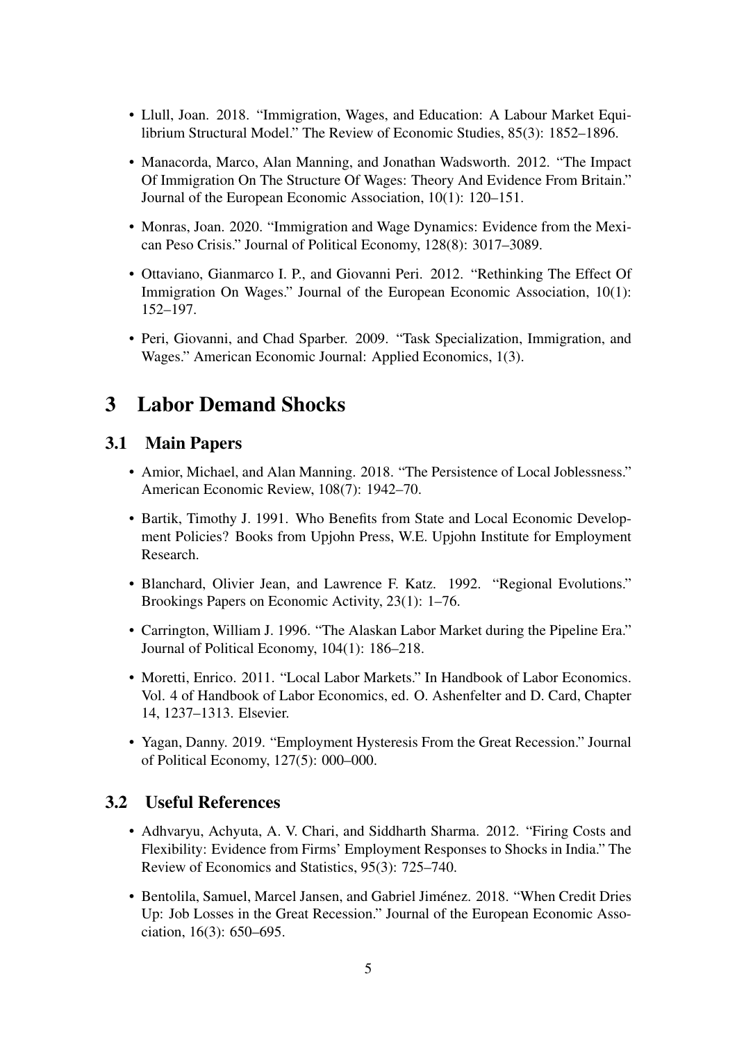- Llull, Joan. 2018. "Immigration, Wages, and Education: A Labour Market Equilibrium Structural Model." The Review of Economic Studies, 85(3): 1852–1896.
- Manacorda, Marco, Alan Manning, and Jonathan Wadsworth. 2012. "The Impact Of Immigration On The Structure Of Wages: Theory And Evidence From Britain." Journal of the European Economic Association, 10(1): 120–151.
- Monras, Joan. 2020. "Immigration and Wage Dynamics: Evidence from the Mexican Peso Crisis." Journal of Political Economy, 128(8): 3017–3089.
- Ottaviano, Gianmarco I. P., and Giovanni Peri. 2012. "Rethinking The Effect Of Immigration On Wages." Journal of the European Economic Association, 10(1): 152–197.
- Peri, Giovanni, and Chad Sparber. 2009. "Task Specialization, Immigration, and Wages." American Economic Journal: Applied Economics, 1(3).

# 3 Labor Demand Shocks

## 3.1 Main Papers

- Amior, Michael, and Alan Manning. 2018. "The Persistence of Local Joblessness." American Economic Review, 108(7): 1942–70.
- Bartik, Timothy J. 1991. Who Benefits from State and Local Economic Development Policies? Books from Upjohn Press, W.E. Upjohn Institute for Employment Research.
- Blanchard, Olivier Jean, and Lawrence F. Katz. 1992. "Regional Evolutions." Brookings Papers on Economic Activity, 23(1): 1–76.
- Carrington, William J. 1996. "The Alaskan Labor Market during the Pipeline Era." Journal of Political Economy, 104(1): 186–218.
- Moretti, Enrico. 2011. "Local Labor Markets." In Handbook of Labor Economics. Vol. 4 of Handbook of Labor Economics, ed. O. Ashenfelter and D. Card, Chapter 14, 1237–1313. Elsevier.
- Yagan, Danny. 2019. "Employment Hysteresis From the Great Recession." Journal of Political Economy, 127(5): 000–000.

## 3.2 Useful References

- Adhvaryu, Achyuta, A. V. Chari, and Siddharth Sharma. 2012. "Firing Costs and Flexibility: Evidence from Firms' Employment Responses to Shocks in India." The Review of Economics and Statistics, 95(3): 725–740.
- Bentolila, Samuel, Marcel Jansen, and Gabriel Jiménez. 2018. "When Credit Dries Up: Job Losses in the Great Recession." Journal of the European Economic Association, 16(3): 650–695.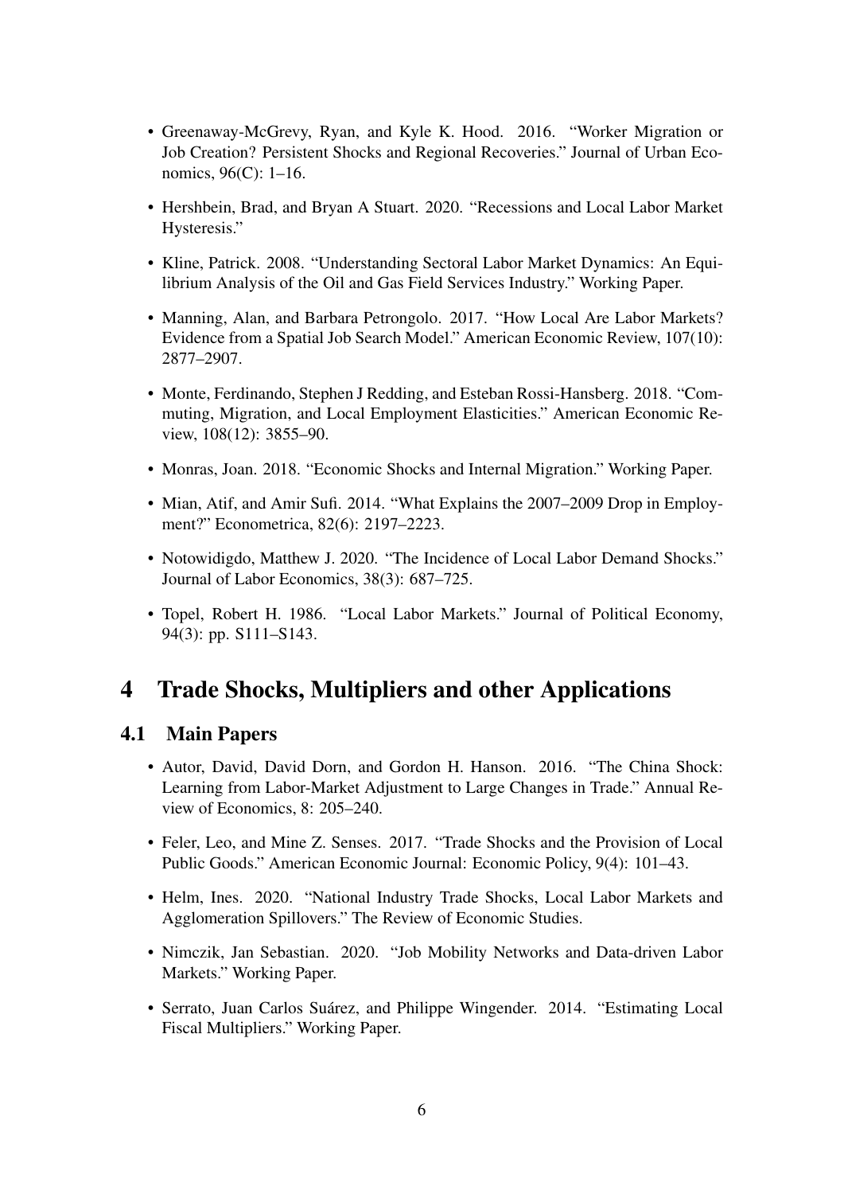- Greenaway-McGrevy, Ryan, and Kyle K. Hood. 2016. "Worker Migration or Job Creation? Persistent Shocks and Regional Recoveries." Journal of Urban Economics, 96(C): 1–16.
- Hershbein, Brad, and Bryan A Stuart. 2020. "Recessions and Local Labor Market Hysteresis."
- Kline, Patrick. 2008. "Understanding Sectoral Labor Market Dynamics: An Equilibrium Analysis of the Oil and Gas Field Services Industry." Working Paper.
- Manning, Alan, and Barbara Petrongolo. 2017. "How Local Are Labor Markets? Evidence from a Spatial Job Search Model." American Economic Review, 107(10): 2877–2907.
- Monte, Ferdinando, Stephen J Redding, and Esteban Rossi-Hansberg. 2018. "Commuting, Migration, and Local Employment Elasticities." American Economic Review, 108(12): 3855–90.
- Monras, Joan. 2018. "Economic Shocks and Internal Migration." Working Paper.
- Mian, Atif, and Amir Sufi. 2014. "What Explains the 2007–2009 Drop in Employment?" Econometrica, 82(6): 2197–2223.
- Notowidigdo, Matthew J. 2020. "The Incidence of Local Labor Demand Shocks." Journal of Labor Economics, 38(3): 687–725.
- Topel, Robert H. 1986. "Local Labor Markets." Journal of Political Economy, 94(3): pp. S111–S143.

# 4 Trade Shocks, Multipliers and other Applications

## 4.1 Main Papers

- Autor, David, David Dorn, and Gordon H. Hanson. 2016. "The China Shock: Learning from Labor-Market Adjustment to Large Changes in Trade." Annual Review of Economics, 8: 205–240.
- Feler, Leo, and Mine Z. Senses. 2017. "Trade Shocks and the Provision of Local Public Goods." American Economic Journal: Economic Policy, 9(4): 101–43.
- Helm, Ines. 2020. "National Industry Trade Shocks, Local Labor Markets and Agglomeration Spillovers." The Review of Economic Studies.
- Nimczik, Jan Sebastian. 2020. "Job Mobility Networks and Data-driven Labor Markets." Working Paper.
- Serrato, Juan Carlos Suárez, and Philippe Wingender. 2014. "Estimating Local Fiscal Multipliers." Working Paper.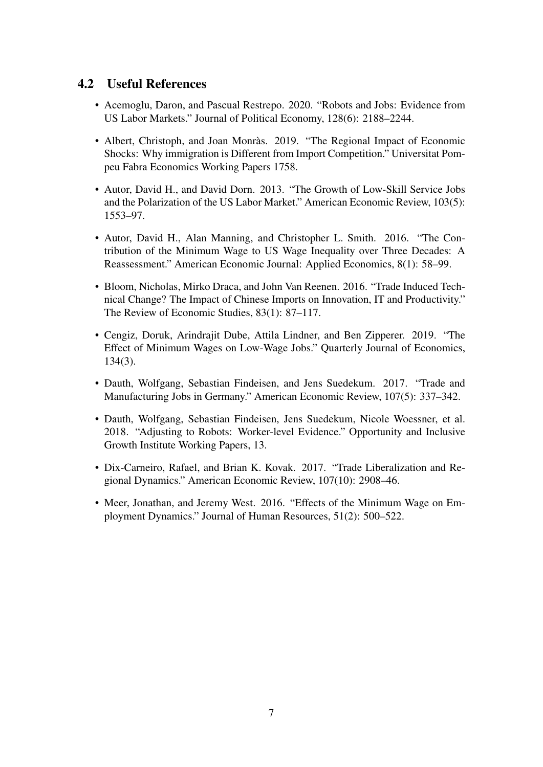## 4.2 Useful References

- Acemoglu, Daron, and Pascual Restrepo. 2020. "Robots and Jobs: Evidence from US Labor Markets." Journal of Political Economy, 128(6): 2188–2244.
- Albert, Christoph, and Joan Monràs. 2019. "The Regional Impact of Economic Shocks: Why immigration is Different from Import Competition." Universitat Pompeu Fabra Economics Working Papers 1758.
- Autor, David H., and David Dorn. 2013. "The Growth of Low-Skill Service Jobs and the Polarization of the US Labor Market." American Economic Review, 103(5): 1553–97.
- Autor, David H., Alan Manning, and Christopher L. Smith. 2016. "The Contribution of the Minimum Wage to US Wage Inequality over Three Decades: A Reassessment." American Economic Journal: Applied Economics, 8(1): 58–99.
- Bloom, Nicholas, Mirko Draca, and John Van Reenen. 2016. "Trade Induced Technical Change? The Impact of Chinese Imports on Innovation, IT and Productivity." The Review of Economic Studies, 83(1): 87–117.
- Cengiz, Doruk, Arindrajit Dube, Attila Lindner, and Ben Zipperer. 2019. "The Effect of Minimum Wages on Low-Wage Jobs." Quarterly Journal of Economics, 134(3).
- Dauth, Wolfgang, Sebastian Findeisen, and Jens Suedekum. 2017. "Trade and Manufacturing Jobs in Germany." American Economic Review, 107(5): 337–342.
- Dauth, Wolfgang, Sebastian Findeisen, Jens Suedekum, Nicole Woessner, et al. 2018. "Adjusting to Robots: Worker-level Evidence." Opportunity and Inclusive Growth Institute Working Papers, 13.
- Dix-Carneiro, Rafael, and Brian K. Kovak. 2017. "Trade Liberalization and Regional Dynamics." American Economic Review, 107(10): 2908–46.
- Meer, Jonathan, and Jeremy West. 2016. "Effects of the Minimum Wage on Employment Dynamics." Journal of Human Resources, 51(2): 500–522.